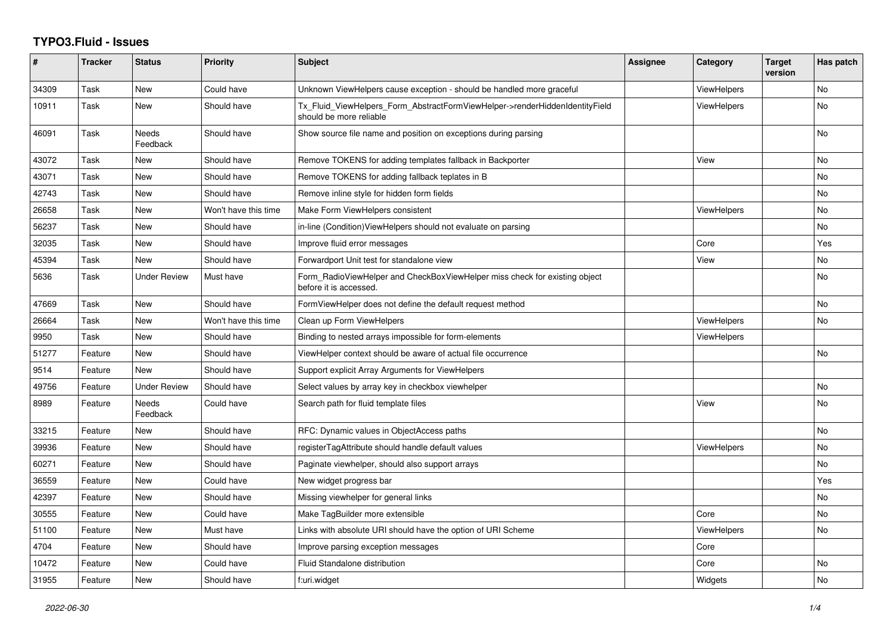# TYPO3.Fluid - Issues

| # | Tracker | Status | Priority | Subject | Assignee | Category | Target version | Has patch |
|---|---|---|---|---|---|---|---|---|
| 34309 | Task | New | Could have | Unknown ViewHelpers cause exception - should be handled more graceful | | ViewHelpers | | No |
| 10911 | Task | New | Should have | Tx_Fluid_ViewHelpers_Form_AbstractFormViewHelper->renderHiddenIdentityField should be more reliable | | ViewHelpers | | No |
| 46091 | Task | Needs Feedback | Should have | Show source file name and position on exceptions during parsing | | | | No |
| 43072 | Task | New | Should have | Remove TOKENS for adding templates fallback in Backporter | | View | | No |
| 43071 | Task | New | Should have | Remove TOKENS for adding fallback teplates in B | | | | No |
| 42743 | Task | New | Should have | Remove inline style for hidden form fields | | | | No |
| 26658 | Task | New | Won't have this time | Make Form ViewHelpers consistent | | ViewHelpers | | No |
| 56237 | Task | New | Should have | in-line (Condition)ViewHelpers should not evaluate on parsing | | | | No |
| 32035 | Task | New | Should have | Improve fluid error messages | | Core | | Yes |
| 45394 | Task | New | Should have | Forwardport Unit test for standalone view | | View | | No |
| 5636 | Task | Under Review | Must have | Form_RadioViewHelper and CheckBoxViewHelper miss check for existing object before it is accessed. | | | | No |
| 47669 | Task | New | Should have | FormViewHelper does not define the default request method | | | | No |
| 26664 | Task | New | Won't have this time | Clean up Form ViewHelpers | | ViewHelpers | | No |
| 9950 | Task | New | Should have | Binding to nested arrays impossible for form-elements | | ViewHelpers | | |
| 51277 | Feature | New | Should have | ViewHelper context should be aware of actual file occurrence | | | | No |
| 9514 | Feature | New | Should have | Support explicit Array Arguments for ViewHelpers | | | | |
| 49756 | Feature | Under Review | Should have | Select values by array key in checkbox viewhelper | | | | No |
| 8989 | Feature | Needs Feedback | Could have | Search path for fluid template files | | View | | No |
| 33215 | Feature | New | Should have | RFC: Dynamic values in ObjectAccess paths | | | | No |
| 39936 | Feature | New | Should have | registerTagAttribute should handle default values | | ViewHelpers | | No |
| 60271 | Feature | New | Should have | Paginate viewhelper, should also support arrays | | | | No |
| 36559 | Feature | New | Could have | New widget progress bar | | | | Yes |
| 42397 | Feature | New | Should have | Missing viewhelper for general links | | | | No |
| 30555 | Feature | New | Could have | Make TagBuilder more extensible | | Core | | No |
| 51100 | Feature | New | Must have | Links with absolute URI should have the option of URI Scheme | | ViewHelpers | | No |
| 4704 | Feature | New | Should have | Improve parsing exception messages | | Core | | |
| 10472 | Feature | New | Could have | Fluid Standalone distribution | | Core | | No |
| 31955 | Feature | New | Should have | f:uri.widget | | Widgets | | No |

*2022-06-30*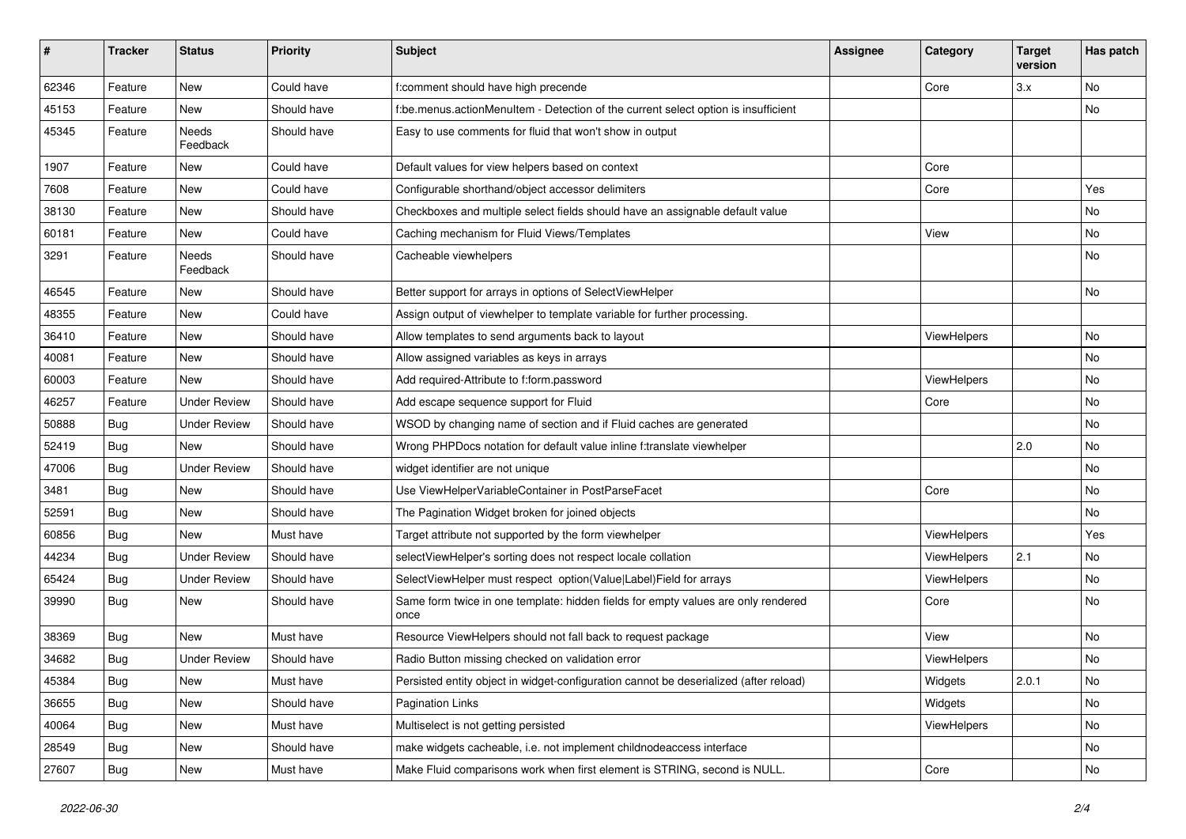| # | Tracker | Status | Priority | Subject | Assignee | Category | Target version | Has patch |
|---|---|---|---|---|---|---|---|---|
| 62346 | Feature | New | Could have | f:comment should have high precende | | Core | 3.x | No |
| 45153 | Feature | New | Should have | f:be.menus.actionMenuItem - Detection of the current select option is insufficient | | | | No |
| 45345 | Feature | Needs Feedback | Should have | Easy to use comments for fluid that won't show in output | | | | |
| 1907 | Feature | New | Could have | Default values for view helpers based on context | | Core | | |
| 7608 | Feature | New | Could have | Configurable shorthand/object accessor delimiters | | Core | | Yes |
| 38130 | Feature | New | Should have | Checkboxes and multiple select fields should have an assignable default value | | | | No |
| 60181 | Feature | New | Could have | Caching mechanism for Fluid Views/Templates | | View | | No |
| 3291 | Feature | Needs Feedback | Should have | Cacheable viewhelpers | | | | No |
| 46545 | Feature | New | Should have | Better support for arrays in options of SelectViewHelper | | | | No |
| 48355 | Feature | New | Could have | Assign output of viewhelper to template variable for further processing. | | | | |
| 36410 | Feature | New | Should have | Allow templates to send arguments back to layout | | ViewHelpers | | No |
| 40081 | Feature | New | Should have | Allow assigned variables as keys in arrays | | | | No |
| 60003 | Feature | New | Should have | Add required-Attribute to f:form.password | | ViewHelpers | | No |
| 46257 | Feature | Under Review | Should have | Add escape sequence support for Fluid | | Core | | No |
| 50888 | Bug | Under Review | Should have | WSOD by changing name of section and if Fluid caches are generated | | | | No |
| 52419 | Bug | New | Should have | Wrong PHPDocs notation for default value inline f:translate viewhelper | | | 2.0 | No |
| 47006 | Bug | Under Review | Should have | widget identifier are not unique | | | | No |
| 3481 | Bug | New | Should have | Use ViewHelperVariableContainer in PostParseFacet | | Core | | No |
| 52591 | Bug | New | Should have | The Pagination Widget broken for joined objects | | | | No |
| 60856 | Bug | New | Must have | Target attribute not supported by the form viewhelper | | ViewHelpers | | Yes |
| 44234 | Bug | Under Review | Should have | selectViewHelper's sorting does not respect locale collation | | ViewHelpers | 2.1 | No |
| 65424 | Bug | Under Review | Should have | SelectViewHelper must respect option(Value\|Label)Field for arrays | | ViewHelpers | | No |
| 39990 | Bug | New | Should have | Same form twice in one template: hidden fields for empty values are only rendered once | | Core | | No |
| 38369 | Bug | New | Must have | Resource ViewHelpers should not fall back to request package | | View | | No |
| 34682 | Bug | Under Review | Should have | Radio Button missing checked on validation error | | ViewHelpers | | No |
| 45384 | Bug | New | Must have | Persisted entity object in widget-configuration cannot be deserialized (after reload) | | Widgets | 2.0.1 | No |
| 36655 | Bug | New | Should have | Pagination Links | | Widgets | | No |
| 40064 | Bug | New | Must have | Multiselect is not getting persisted | | ViewHelpers | | No |
| 28549 | Bug | New | Should have | make widgets cacheable, i.e. not implement childnodeaccess interface | | | | No |
| 27607 | Bug | New | Must have | Make Fluid comparisons work when first element is STRING, second is NULL. | | Core | | No |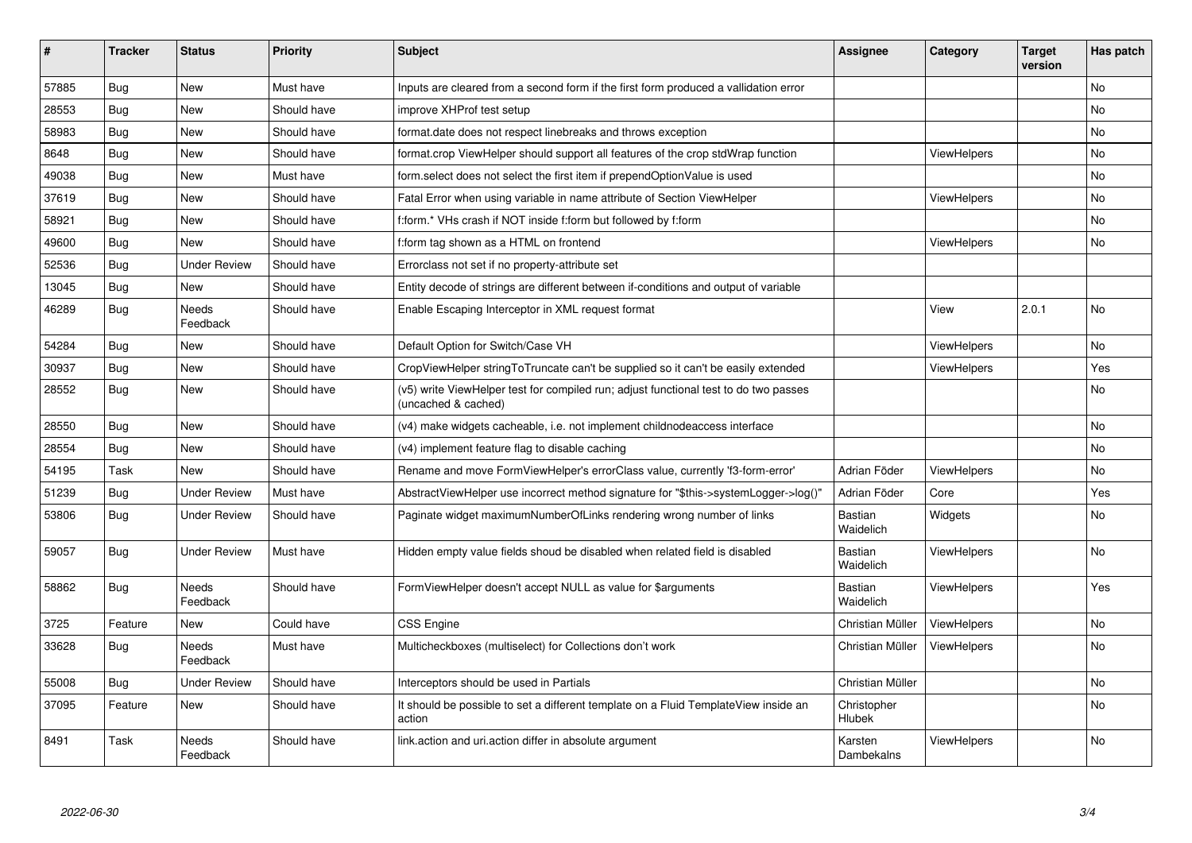| # | Tracker | Status | Priority | Subject | Assignee | Category | Target version | Has patch |
|---|---|---|---|---|---|---|---|---|
| 57885 | Bug | New | Must have | Inputs are cleared from a second form if the first form produced a vallidation error | | | | No |
| 28553 | Bug | New | Should have | improve XHProf test setup | | | | No |
| 58983 | Bug | New | Should have | format.date does not respect linebreaks and throws exception | | | | No |
| 8648 | Bug | New | Should have | format.crop ViewHelper should support all features of the crop stdWrap function | | ViewHelpers | | No |
| 49038 | Bug | New | Must have | form.select does not select the first item if prependOptionValue is used | | | | No |
| 37619 | Bug | New | Should have | Fatal Error when using variable in name attribute of Section ViewHelper | | ViewHelpers | | No |
| 58921 | Bug | New | Should have | f:form.* VHs crash if NOT inside f:form but followed by f:form | | | | No |
| 49600 | Bug | New | Should have | f:form tag shown as a HTML on frontend | | ViewHelpers | | No |
| 52536 | Bug | Under Review | Should have | Errorclass not set if no property-attribute set | | | | |
| 13045 | Bug | New | Should have | Entity decode of strings are different between if-conditions and output of variable | | | | |
| 46289 | Bug | Needs Feedback | Should have | Enable Escaping Interceptor in XML request format | | View | 2.0.1 | No |
| 54284 | Bug | New | Should have | Default Option for Switch/Case VH | | ViewHelpers | | No |
| 30937 | Bug | New | Should have | CropViewHelper stringToTruncate can't be supplied so it can't be easily extended | | ViewHelpers | | Yes |
| 28552 | Bug | New | Should have | (v5) write ViewHelper test for compiled run; adjust functional test to do two passes (uncached & cached) | | | | No |
| 28550 | Bug | New | Should have | (v4) make widgets cacheable, i.e. not implement childnodeaccess interface | | | | No |
| 28554 | Bug | New | Should have | (v4) implement feature flag to disable caching | | | | No |
| 54195 | Task | New | Should have | Rename and move FormViewHelper's errorClass value, currently 'f3-form-error' | Adrian Föder | ViewHelpers | | No |
| 51239 | Bug | Under Review | Must have | AbstractViewHelper use incorrect method signature for "$this->systemLogger->log()" | Adrian Föder | Core | | Yes |
| 53806 | Bug | Under Review | Should have | Paginate widget maximumNumberOfLinks rendering wrong number of links | Bastian Waidelich | Widgets | | No |
| 59057 | Bug | Under Review | Must have | Hidden empty value fields shoud be disabled when related field is disabled | Bastian Waidelich | ViewHelpers | | No |
| 58862 | Bug | Needs Feedback | Should have | FormViewHelper doesn't accept NULL as value for $arguments | Bastian Waidelich | ViewHelpers | | Yes |
| 3725 | Feature | New | Could have | CSS Engine | Christian Müller | ViewHelpers | | No |
| 33628 | Bug | Needs Feedback | Must have | Multicheckboxes (multiselect) for Collections don't work | Christian Müller | ViewHelpers | | No |
| 55008 | Bug | Under Review | Should have | Interceptors should be used in Partials | Christian Müller | | | No |
| 37095 | Feature | New | Should have | It should be possible to set a different template on a Fluid TemplateView inside an action | Christopher Hlubek | | | No |
| 8491 | Task | Needs Feedback | Should have | link.action and uri.action differ in absolute argument | Karsten Dambekalns | ViewHelpers | | No |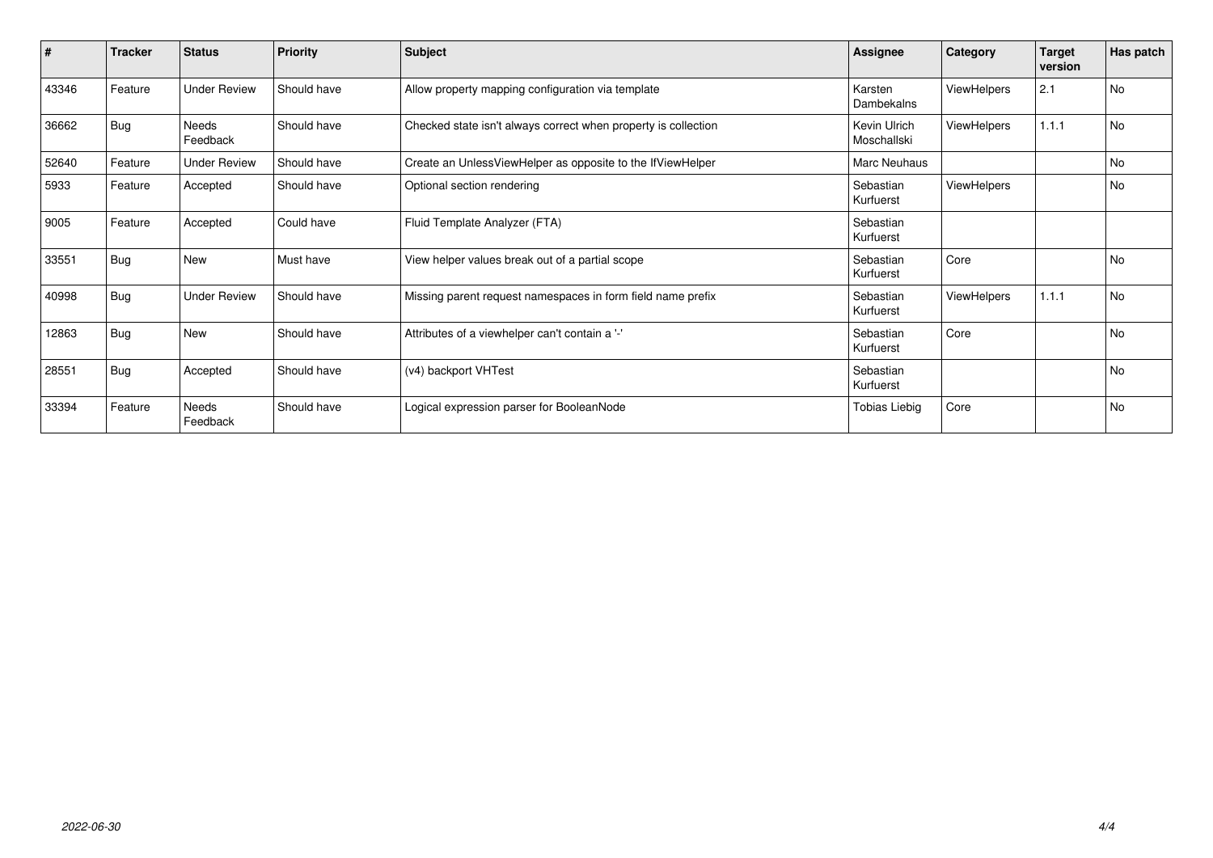| # | Tracker | Status | Priority | Subject | Assignee | Category | Target version | Has patch |
|---|---|---|---|---|---|---|---|---|
| 43346 | Feature | Under Review | Should have | Allow property mapping configuration via template | Karsten Dambekalns | ViewHelpers | 2.1 | No |
| 36662 | Bug | Needs Feedback | Should have | Checked state isn't always correct when property is collection | Kevin Ulrich Moschallski | ViewHelpers | 1.1.1 | No |
| 52640 | Feature | Under Review | Should have | Create an UnlessViewHelper as opposite to the IfViewHelper | Marc Neuhaus | | | No |
| 5933 | Feature | Accepted | Should have | Optional section rendering | Sebastian Kurfuerst | ViewHelpers | | No |
| 9005 | Feature | Accepted | Could have | Fluid Template Analyzer (FTA) | Sebastian Kurfuerst | | | |
| 33551 | Bug | New | Must have | View helper values break out of a partial scope | Sebastian Kurfuerst | Core | | No |
| 40998 | Bug | Under Review | Should have | Missing parent request namespaces in form field name prefix | Sebastian Kurfuerst | ViewHelpers | 1.1.1 | No |
| 12863 | Bug | New | Should have | Attributes of a viewhelper can't contain a '-' | Sebastian Kurfuerst | Core | | No |
| 28551 | Bug | Accepted | Should have | (v4) backport VHTest | Sebastian Kurfuerst | | | No |
| 33394 | Feature | Needs Feedback | Should have | Logical expression parser for BooleanNode | Tobias Liebig | Core | | No |

*2022-06-30*